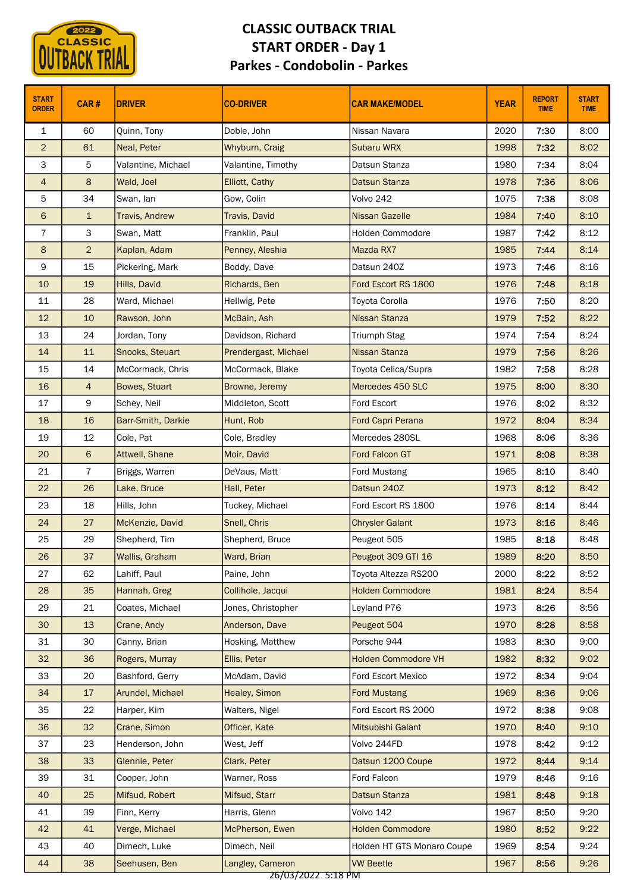# CLASSIC OUTBACK TRIAL
## START ORDER - Day 1
## Parkes - Condobolin - Parkes

| START ORDER | CAR # | DRIVER | CO-DRIVER | CAR MAKE/MODEL | YEAR | REPORT TIME | START TIME |
|---|---|---|---|---|---|---|---|
| 1 | 60 | Quinn, Tony | Doble, John | Nissan Navara | 2020 | **7:30** | 8:00 |
| 2 | 61 | Neal, Peter | Whyburn, Craig | Subaru WRX | 1998 | **7:32** | 8:02 |
| 3 | 5 | Valantine, Michael | Valantine, Timothy | Datsun Stanza | 1980 | **7:34** | 8:04 |
| 4 | 8 | Wald, Joel | Elliott, Cathy | Datsun Stanza | 1978 | **7:36** | 8:06 |
| 5 | 34 | Swan, Ian | Gow, Colin | Volvo 242 | 1075 | **7:38** | 8:08 |
| 6 | 1 | Travis, Andrew | Travis, David | Nissan Gazelle | 1984 | **7:40** | 8:10 |
| 7 | 3 | Swan, Matt | Franklin, Paul | Holden Commodore | 1987 | **7:42** | 8:12 |
| 8 | 2 | Kaplan, Adam | Penney, Aleshia | Mazda RX7 | 1985 | **7:44** | 8:14 |
| 9 | 15 | Pickering, Mark | Boddy, Dave | Datsun 240Z | 1973 | **7:46** | 8:16 |
| 10 | 19 | Hills, David | Richards, Ben | Ford Escort RS 1800 | 1976 | **7:48** | 8:18 |
| 11 | 28 | Ward, Michael | Hellwig, Pete | Toyota Corolla | 1976 | **7:50** | 8:20 |
| 12 | 10 | Rawson, John | McBain, Ash | Nissan Stanza | 1979 | **7:52** | 8:22 |
| 13 | 24 | Jordan, Tony | Davidson, Richard | Triumph Stag | 1974 | **7:54** | 8:24 |
| 14 | 11 | Snooks, Steuart | Prendergast, Michael | Nissan Stanza | 1979 | **7:56** | 8:26 |
| 15 | 14 | McCormack, Chris | McCormack, Blake | Toyota Celica/Supra | 1982 | **7:58** | 8:28 |
| 16 | 4 | Bowes, Stuart | Browne, Jeremy | Mercedes 450 SLC | 1975 | **8:00** | 8:30 |
| 17 | 9 | Schey, Neil | Middleton, Scott | Ford Escort | 1976 | **8:02** | 8:32 |
| 18 | 16 | Barr-Smith, Darkie | Hunt, Rob | Ford Capri Perana | 1972 | **8:04** | 8:34 |
| 19 | 12 | Cole, Pat | Cole, Bradley | Mercedes 280SL | 1968 | **8:06** | 8:36 |
| 20 | 6 | Attwell, Shane | Moir, David | Ford Falcon GT | 1971 | **8:08** | 8:38 |
| 21 | 7 | Briggs, Warren | DeVaus, Matt | Ford Mustang | 1965 | **8:10** | 8:40 |
| 22 | 26 | Lake, Bruce | Hall, Peter | Datsun 240Z | 1973 | **8:12** | 8:42 |
| 23 | 18 | Hills, John | Tuckey, Michael | Ford Escort RS 1800 | 1976 | **8:14** | 8:44 |
| 24 | 27 | McKenzie, David | Snell, Chris | Chrysler Galant | 1973 | **8:16** | 8:46 |
| 25 | 29 | Shepherd, Tim | Shepherd, Bruce | Peugeot 505 | 1985 | **8:18** | 8:48 |
| 26 | 37 | Wallis, Graham | Ward, Brian | Peugeot 309 GTI 16 | 1989 | **8:20** | 8:50 |
| 27 | 62 | Lahiff, Paul | Paine, John | Toyota Altezza RS200 | 2000 | **8:22** | 8:52 |
| 28 | 35 | Hannah, Greg | Collihole, Jacqui | Holden Commodore | 1981 | **8:24** | 8:54 |
| 29 | 21 | Coates, Michael | Jones, Christopher | Leyland P76 | 1973 | **8:26** | 8:56 |
| 30 | 13 | Crane, Andy | Anderson, Dave | Peugeot 504 | 1970 | **8:28** | 8:58 |
| 31 | 30 | Canny, Brian | Hosking, Matthew | Porsche 944 | 1983 | **8:30** | 9:00 |
| 32 | 36 | Rogers, Murray | Ellis, Peter | Holden Commodore VH | 1982 | **8:32** | 9:02 |
| 33 | 20 | Bashford, Gerry | McAdam, David | Ford Escort Mexico | 1972 | **8:34** | 9:04 |
| 34 | 17 | Arundel, Michael | Healey, Simon | Ford Mustang | 1969 | **8:36** | 9:06 |
| 35 | 22 | Harper, Kim | Walters, Nigel | Ford Escort RS 2000 | 1972 | **8:38** | 9:08 |
| 36 | 32 | Crane, Simon | Officer, Kate | Mitsubishi Galant | 1970 | **8:40** | 9:10 |
| 37 | 23 | Henderson, John | West, Jeff | Volvo 244FD | 1978 | **8:42** | 9:12 |
| 38 | 33 | Glennie, Peter | Clark, Peter | Datsun 1200 Coupe | 1972 | **8:44** | 9:14 |
| 39 | 31 | Cooper, John | Warner, Ross | Ford Falcon | 1979 | **8:46** | 9:16 |
| 40 | 25 | Mifsud, Robert | Mifsud, Starr | Datsun Stanza | 1981 | **8:48** | 9:18 |
| 41 | 39 | Finn, Kerry | Harris, Glenn | Volvo 142 | 1967 | **8:50** | 9:20 |
| 42 | 41 | Verge, Michael | McPherson, Ewen | Holden Commodore | 1980 | **8:52** | 9:22 |
| 43 | 40 | Dimech, Luke | Dimech, Neil | Holden HT GTS Monaro Coupe | 1969 | **8:54** | 9:24 |
| 44 | 38 | Seehusen, Ben | Langley, Cameron | VW Beetle | 1967 | **8:56** | 9:26 |

26/03/2022 5:18 PM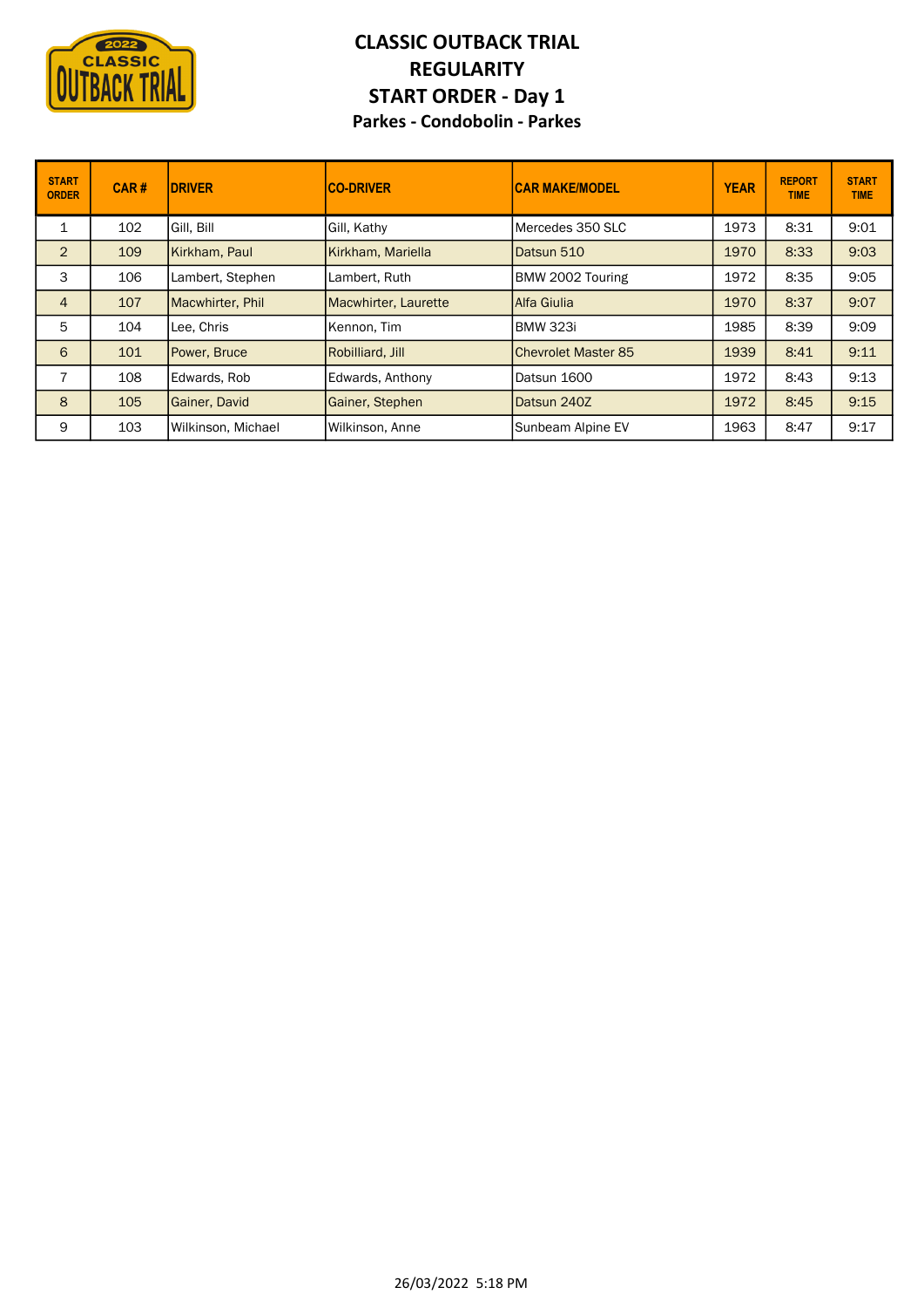# CLASSIC OUTBACK TRIAL
## REGULARITY
## START ORDER - Day 1
### Parkes - Condobolin - Parkes

| START ORDER | CAR # | DRIVER | CO-DRIVER | CAR MAKE/MODEL | YEAR | REPORT TIME | START TIME |
|---|---|---|---|---|---|---|---|
| 1 | 102 | Gill, Bill | Gill, Kathy | Mercedes 350 SLC | 1973 | 8:31 | 9:01 |
| 2 | 109 | Kirkham, Paul | Kirkham, Mariella | Datsun 510 | 1970 | 8:33 | 9:03 |
| 3 | 106 | Lambert, Stephen | Lambert, Ruth | BMW 2002 Touring | 1972 | 8:35 | 9:05 |
| 4 | 107 | Macwhirter, Phil | Macwhirter, Laurette | Alfa Giulia | 1970 | 8:37 | 9:07 |
| 5 | 104 | Lee, Chris | Kennon, Tim | BMW 323i | 1985 | 8:39 | 9:09 |
| 6 | 101 | Power, Bruce | Robilliard, Jill | Chevrolet Master 85 | 1939 | 8:41 | 9:11 |
| 7 | 108 | Edwards, Rob | Edwards, Anthony | Datsun 1600 | 1972 | 8:43 | 9:13 |
| 8 | 105 | Gainer, David | Gainer, Stephen | Datsun 240Z | 1972 | 8:45 | 9:15 |
| 9 | 103 | Wilkinson, Michael | Wilkinson, Anne | Sunbeam Alpine EV | 1963 | 8:47 | 9:17 |

26/03/2022 5:18 PM